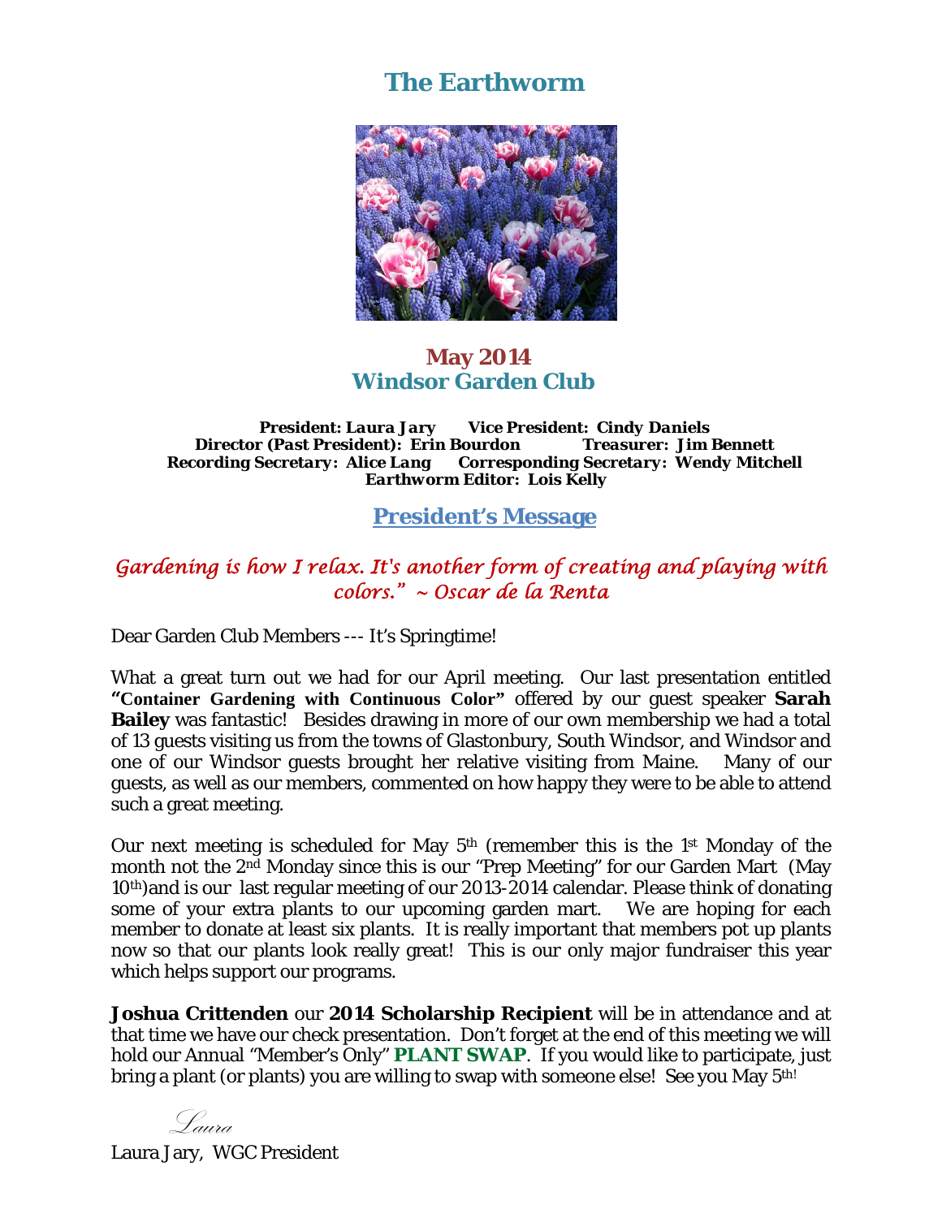# The Earthworm

## May 2014
## Windsor Garden Club

***President: Laura Jary      Vice President: Cindy Daniels***
***Director (Past President): Erin Bourdon      Treasurer: Jim Bennett***
***Recording Secretary: Alice Lang      Corresponding Secretary: Wendy Mitchell***
***Earthworm Editor: Lois Kelly***

## President's Message

*Gardening is how I relax. It's another form of creating and playing with colors." ~ Oscar de la Renta*

Dear Garden Club Members --- It's Springtime!

What a great turn out we had for our April meeting. Our last presentation entitled **"Container Gardening with Continuous Color"** offered by our guest speaker **Sarah Bailey** was fantastic! Besides drawing in more of our own membership we had a total of 13 guests visiting us from the towns of Glastonbury, South Windsor, and Windsor and one of our Windsor guests brought her relative visiting from Maine. Many of our guests, as well as our members, commented on how happy they were to be able to attend such a great meeting.

Our next meeting is scheduled for May 5th (remember this is the 1st Monday of the month not the 2nd Monday since this is our "Prep Meeting" for our Garden Mart (May 10th)and is our last regular meeting of our 2013-2014 calendar. Please think of donating some of your extra plants to our upcoming garden mart. We are hoping for each member to donate at least six plants. It is really important that members pot up plants now so that our plants look really great! This is our only major fundraiser this year which helps support our programs.

**Joshua Crittenden** our **2014 Scholarship Recipient** will be in attendance and at that time we have our check presentation. Don't forget at the end of this meeting we will hold our Annual "Member's Only" **PLANT SWAP**. If you would like to participate, just bring a plant (or plants) you are willing to swap with someone else! See you May 5th!

*Laura*

Laura Jary, WGC President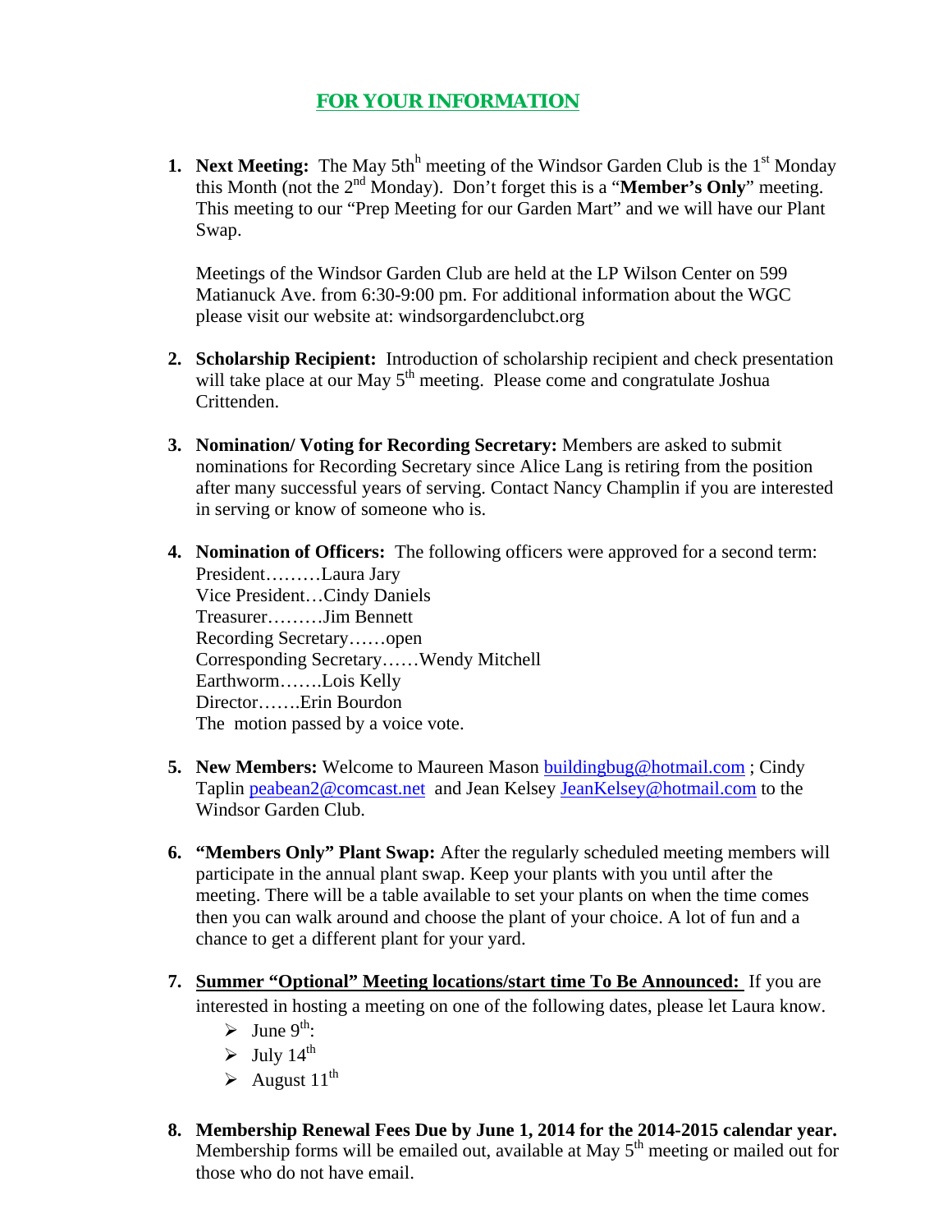## FOR YOUR INFORMATION

1. **Next Meeting:** The May 5th[h] meeting of the Windsor Garden Club is the 1st Monday this Month (not the 2nd Monday). Don't forget this is a "**Member's Only**" meeting. This meeting to our "Prep Meeting for our Garden Mart" and we will have our Plant Swap.

   Meetings of the Windsor Garden Club are held at the LP Wilson Center on 599 Matianuck Ave. from 6:30-9:00 pm. For additional information about the WGC please visit our website at: windsorgardenclubct.org

2. **Scholarship Recipient:** Introduction of scholarship recipient and check presentation will take place at our May 5th meeting. Please come and congratulate Joshua Crittenden.

3. **Nomination/ Voting for Recording Secretary:** Members are asked to submit nominations for Recording Secretary since Alice Lang is retiring from the position after many successful years of serving. Contact Nancy Champlin if you are interested in serving or know of someone who is.

4. **Nomination of Officers:** The following officers were approved for a second term:
   President………Laura Jary
   Vice President…Cindy Daniels
   Treasurer………Jim Bennett
   Recording Secretary……open
   Corresponding Secretary……Wendy Mitchell
   Earthworm…….Lois Kelly
   Director…….Erin Bourdon
   The motion passed by a voice vote.

5. **New Members:** Welcome to Maureen Mason buildingbug@hotmail.com ; Cindy Taplin peabean2@comcast.net and Jean Kelsey JeanKelsey@hotmail.com to the Windsor Garden Club.

6. **"Members Only" Plant Swap:** After the regularly scheduled meeting members will participate in the annual plant swap. Keep your plants with you until after the meeting. There will be a table available to set your plants on when the time comes then you can walk around and choose the plant of your choice. A lot of fun and a chance to get a different plant for your yard.

7. **Summer "Optional" Meeting locations/start time To Be Announced:** If you are interested in hosting a meeting on one of the following dates, please let Laura know.
   - June 9th:
   - July 14th
   - August 11th

8. **Membership Renewal Fees Due by June 1, 2014 for the 2014-2015 calendar year.** Membership forms will be emailed out, available at May 5th meeting or mailed out for those who do not have email.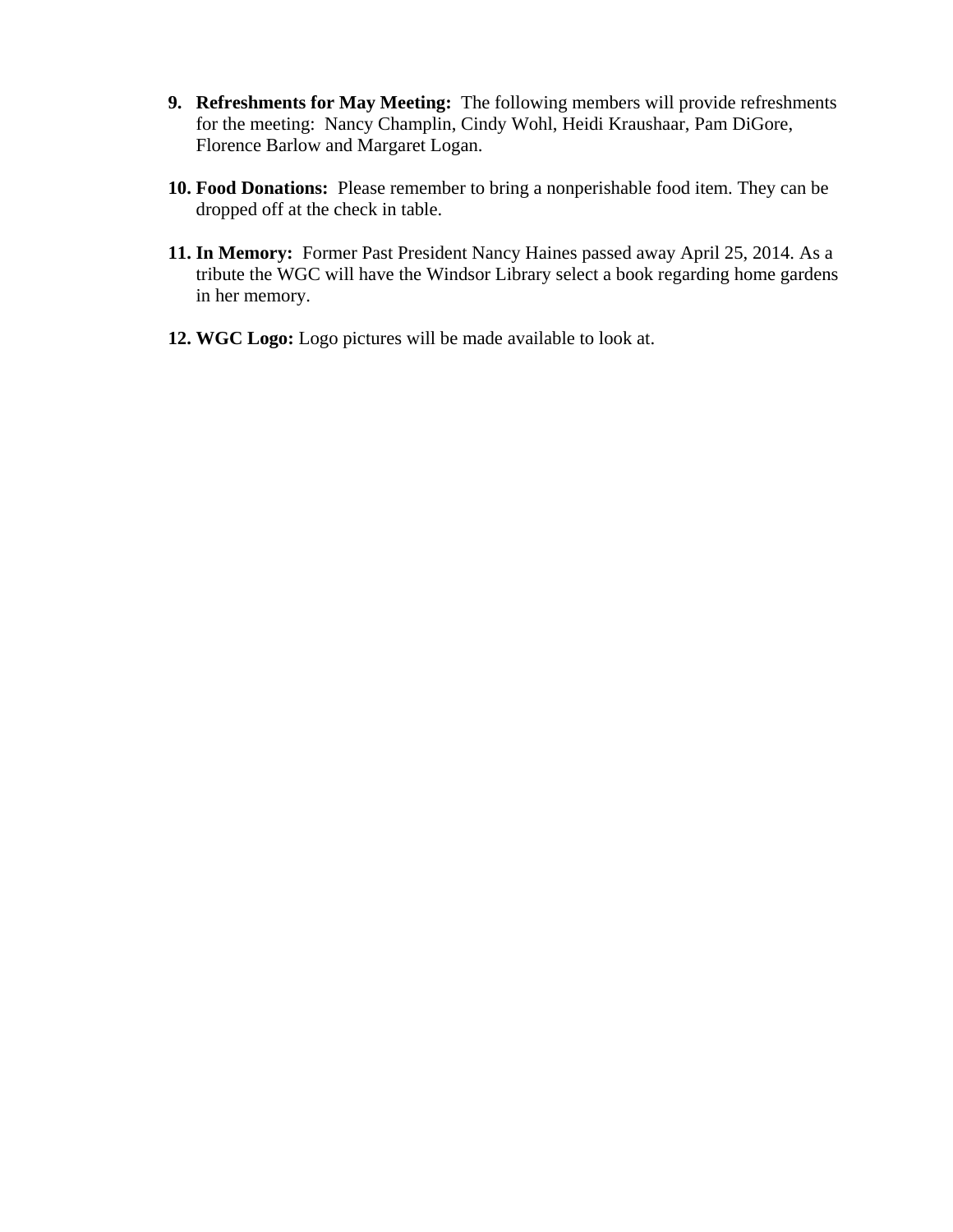9. **Refreshments for May Meeting:** The following members will provide refreshments for the meeting: Nancy Champlin, Cindy Wohl, Heidi Kraushaar, Pam DiGore, Florence Barlow and Margaret Logan.

10. **Food Donations:** Please remember to bring a nonperishable food item. They can be dropped off at the check in table.

11. **In Memory:** Former Past President Nancy Haines passed away April 25, 2014. As a tribute the WGC will have the Windsor Library select a book regarding home gardens in her memory.

12. **WGC Logo:** Logo pictures will be made available to look at.